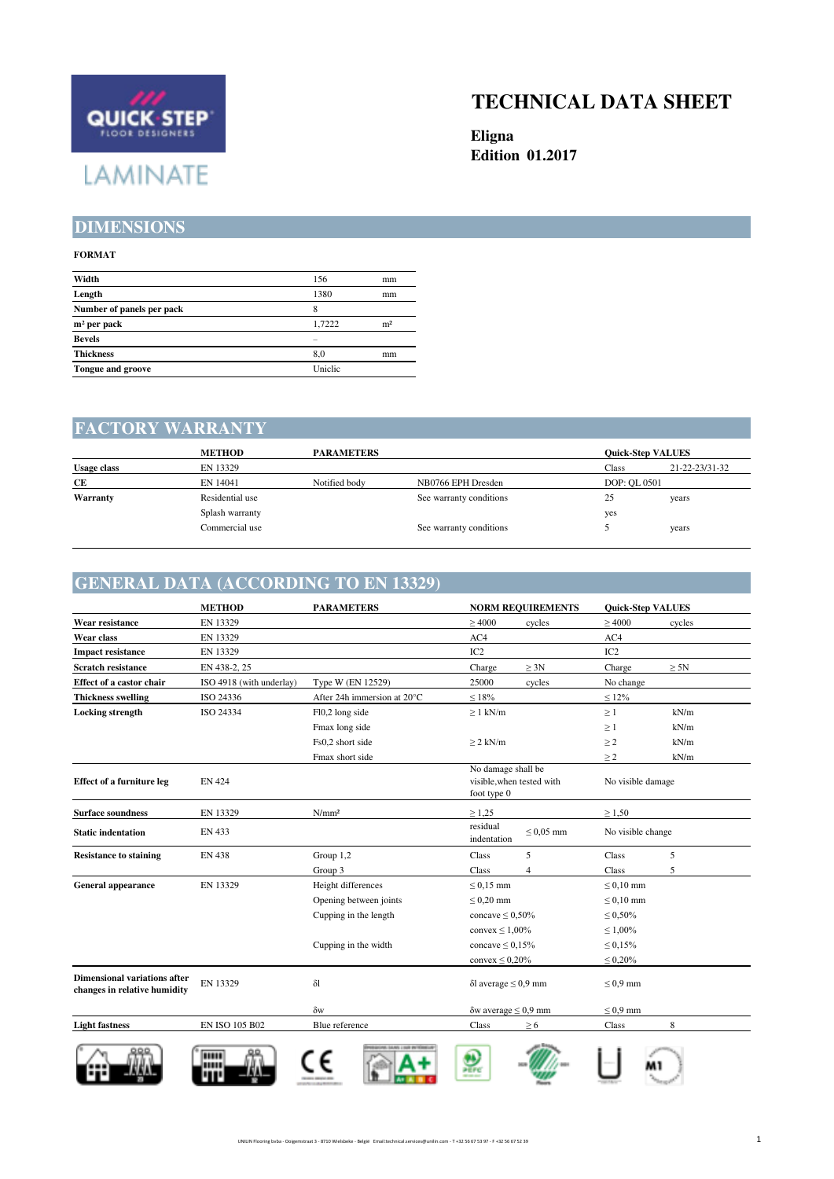QUICK·STEP FLOOR DESIGNERS

LAMINATE

# TECHNICAL DATA SHEET

**Eligna**
**Edition 01.2017**

## DIMENSIONS

**FORMAT**

| | | |
|---|---|---|
| **Width** | 156 | mm |
| **Length** | 1380 | mm |
| **Number of panels per pack** | 8 | |
| **m² per pack** | 1,7222 | m² |
| **Bevels** | – | |
| **Thickness** | 8,0 | mm |
| **Tongue and groove** | Uniclic | |

## FACTORY WARRANTY

| | METHOD | PARAMETERS | | Quick-Step VALUES | |
|---|---|---|---|---|---|
| **Usage class** | EN 13329 | | | Class | 21-22-23/31-32 |
| **CE** | EN 14041 | Notified body | NB0766 EPH Dresden | DOP: QL 0501 | |
| **Warranty** | Residential use | | See warranty conditions | 25 | years |
| | Splash warranty | | | yes | |
| | Commercial use | | See warranty conditions | 5 | years |

## GENERAL DATA (ACCORDING TO EN 13329)

| | METHOD | PARAMETERS | NORM REQUIREMENTS | | Quick-Step VALUES | |
|---|---|---|---|---|---|---|
| **Wear resistance** | EN 13329 | | ≥ 4000 | cycles | ≥ 4000 | cycles |
| **Wear class** | EN 13329 | | AC4 | | AC4 | |
| **Impact resistance** | EN 13329 | | IC2 | | IC2 | |
| **Scratch resistance** | EN 438-2, 25 | | Charge | ≥ 3N | Charge | ≥ 5N |
| **Effect of a castor chair** | ISO 4918 (with underlay) | Type W (EN 12529) | 25000 | cycles | No change | |
| **Thickness swelling** | ISO 24336 | After 24h immersion at 20°C | ≤ 18% | | ≤ 12% | |
| **Locking strength** | ISO 24334 | Fl0,2 long side | ≥ 1 kN/m | | ≥ 1 | kN/m |
| | | Fmax long side | | | ≥ 1 | kN/m |
| | | Fs0,2 short side | ≥ 2 kN/m | | ≥ 2 | kN/m |
| | | Fmax short side | | | ≥ 2 | kN/m |
| **Effect of a furniture leg** | EN 424 | | No damage shall be visible,when tested with foot type 0 | | No visible damage | |
| **Surface soundness** | EN 13329 | N/mm² | ≥ 1,25 | | ≥ 1,50 | |
| **Static indentation** | EN 433 | | residual indentation | ≤ 0,05 mm | No visible change | |
| **Resistance to staining** | EN 438 | Group 1,2 | Class | 5 | Class | 5 |
| | | Group 3 | Class | 4 | Class | 5 |
| **General appearance** | EN 13329 | Height differences | ≤ 0,15 mm | | ≤ 0,10 mm | |
| | | Opening between joints | ≤ 0,20 mm | | ≤ 0,10 mm | |
| | | Cupping in the length | concave ≤ 0,50% | | ≤ 0,50% | |
| | | | convex ≤ 1,00% | | ≤ 1,00% | |
| | | Cupping in the width | concave ≤ 0,15% | | ≤ 0,15% | |
| | | | convex ≤ 0,20% | | ≤ 0,20% | |
| **Dimensional variations after changes in relative humidity** | EN 13329 | δl | δl average ≤ 0,9 mm | | ≤ 0,9 mm | |
| | | δw | δw average ≤ 0,9 mm | | ≤ 0,9 mm | |
| **Light fastness** | EN ISO 105 B02 | Blue reference | Class | ≥ 6 | Class | 8 |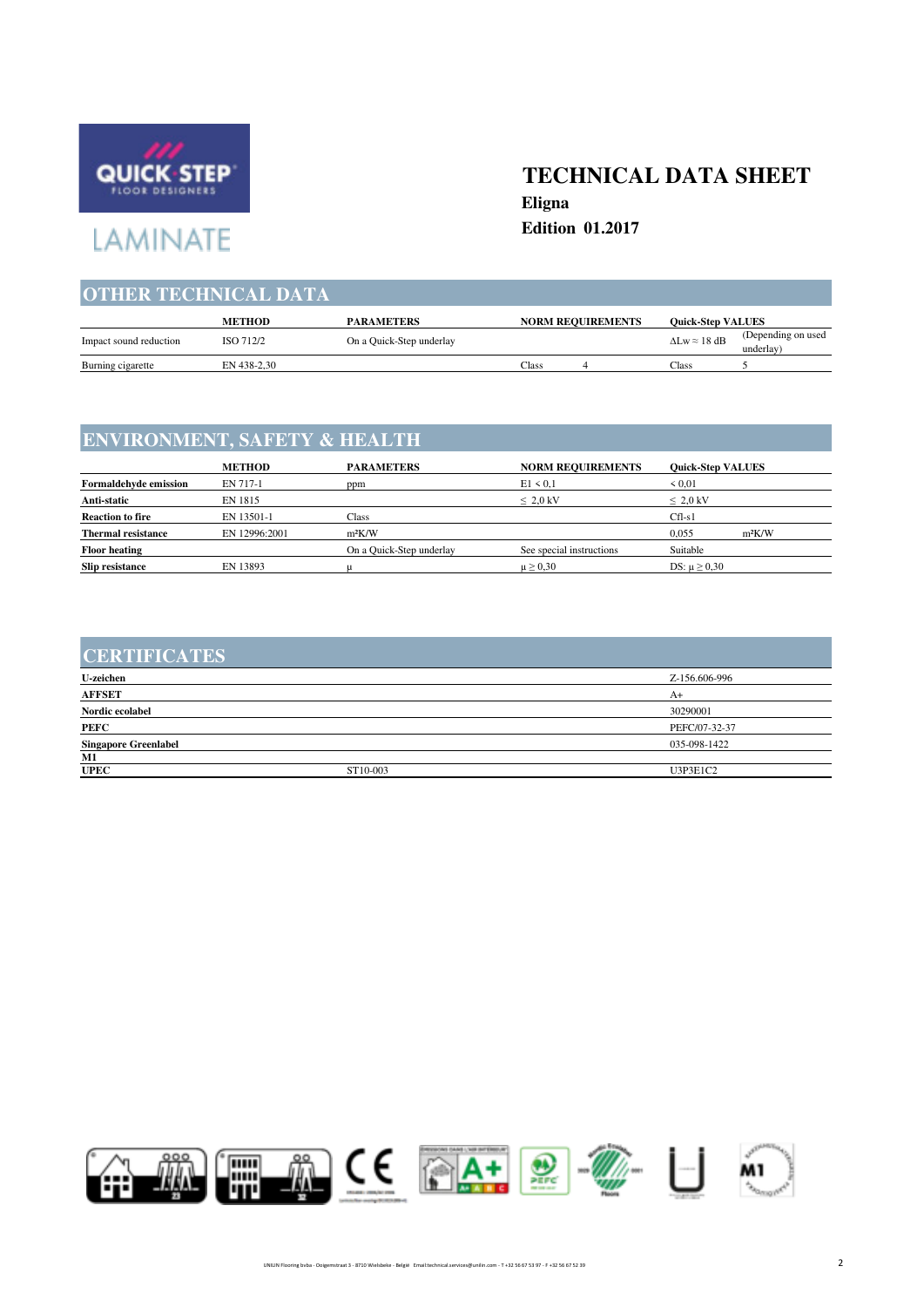QUICK·STEP FLOOR DESIGNERS

LAMINATE

# TECHNICAL DATA SHEET

**Eligna**

**Edition 01.2017**

## OTHER TECHNICAL DATA

| | METHOD | PARAMETERS | NORM REQUIREMENTS | Quick-Step VALUES |
|---|---|---|---|---|
| Impact sound reduction | ISO 712/2 | On a Quick-Step underlay | | ΔLw ≈ 18 dB (Depending on used underlay) |
| Burning cigarette | EN 438-2,30 | | Class 4 | Class 5 |

## ENVIRONMENT, SAFETY & HEALTH

| | METHOD | PARAMETERS | NORM REQUIREMENTS | Quick-Step VALUES |
|---|---|---|---|---|
| **Formaldehyde emission** | EN 717-1 | ppm | E1 < 0,1 | < 0,01 |
| **Anti-static** | EN 1815 | | ≤ 2,0 kV | ≤ 2,0 kV |
| **Reaction to fire** | EN 13501-1 | Class | | Cfl-s1 |
| **Thermal resistance** | EN 12996:2001 | m²K/W | | 0,055 m²K/W |
| **Floor heating** | | On a Quick-Step underlay | See special instructions | Suitable |
| **Slip resistance** | EN 13893 | µ | µ ≥ 0,30 | DS: µ ≥ 0,30 |

## CERTIFICATES

| | | |
|---|---|---|
| **U-zeichen** | | Z-156.606-996 |
| **AFFSET** | | A+ |
| **Nordic ecolabel** | | 30290001 |
| **PEFC** | | PEFC/07-32-37 |
| **Singapore Greenlabel** | | 035-098-1422 |
| **M1** | | |
| **UPEC** | ST10-003 | U3P3E1C2 |

UNILIN Flooring bvba - Ooigemstraat 3 - 8710 Wielsbeke - België Email technical.services@unilin.com - T +32 56 67 53 97 - F +32 56 67 52 39